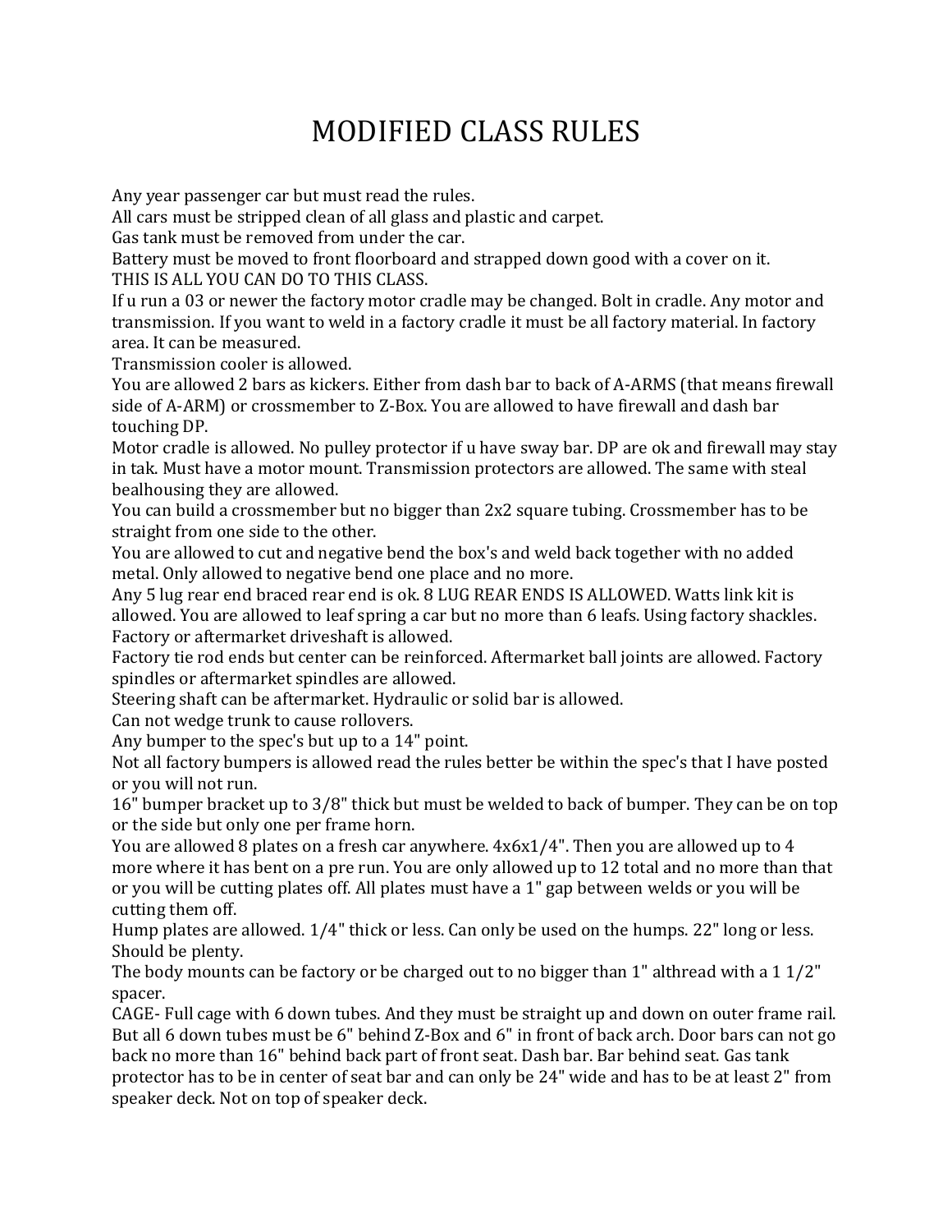# MODIFIED CLASS RULES

Any year passenger car but must read the rules.
All cars must be stripped clean of all glass and plastic and carpet.
Gas tank must be removed from under the car.
Battery must be moved to front floorboard and strapped down good with a cover on it.
THIS IS ALL YOU CAN DO TO THIS CLASS.
If u run a 03 or newer the factory motor cradle may be changed. Bolt in cradle. Any motor and transmission. If you want to weld in a factory cradle it must be all factory material. In factory area. It can be measured.
Transmission cooler is allowed.
You are allowed 2 bars as kickers. Either from dash bar to back of A-ARMS (that means firewall side of A-ARM) or crossmember to Z-Box. You are allowed to have firewall and dash bar touching DP.
Motor cradle is allowed. No pulley protector if u have sway bar. DP are ok and firewall may stay in tak. Must have a motor mount. Transmission protectors are allowed. The same with steal bealhousing they are allowed.
You can build a crossmember but no bigger than 2x2 square tubing. Crossmember has to be straight from one side to the other.
You are allowed to cut and negative bend the box's and weld back together with no added metal. Only allowed to negative bend one place and no more.
Any 5 lug rear end braced rear end is ok. 8 LUG REAR ENDS IS ALLOWED. Watts link kit is allowed. You are allowed to leaf spring a car but no more than 6 leafs. Using factory shackles.
Factory or aftermarket driveshaft is allowed.
Factory tie rod ends but center can be reinforced. Aftermarket ball joints are allowed. Factory spindles or aftermarket spindles are allowed.
Steering shaft can be aftermarket. Hydraulic or solid bar is allowed.
Can not wedge trunk to cause rollovers.
Any bumper to the spec's but up to a 14" point.
Not all factory bumpers is allowed read the rules better be within the spec's that I have posted or you will not run.
16" bumper bracket up to 3/8" thick but must be welded to back of bumper. They can be on top or the side but only one per frame horn.
You are allowed 8 plates on a fresh car anywhere. 4x6x1/4". Then you are allowed up to 4 more where it has bent on a pre run. You are only allowed up to 12 total and no more than that or you will be cutting plates off. All plates must have a 1" gap between welds or you will be cutting them off.
Hump plates are allowed. 1/4" thick or less. Can only be used on the humps. 22" long or less. Should be plenty.
The body mounts can be factory or be charged out to no bigger than 1" althread with a 1 1/2" spacer.
CAGE- Full cage with 6 down tubes. And they must be straight up and down on outer frame rail. But all 6 down tubes must be 6" behind Z-Box and 6" in front of back arch. Door bars can not go back no more than 16" behind back part of front seat. Dash bar. Bar behind seat. Gas tank protector has to be in center of seat bar and can only be 24" wide and has to be at least 2" from speaker deck. Not on top of speaker deck.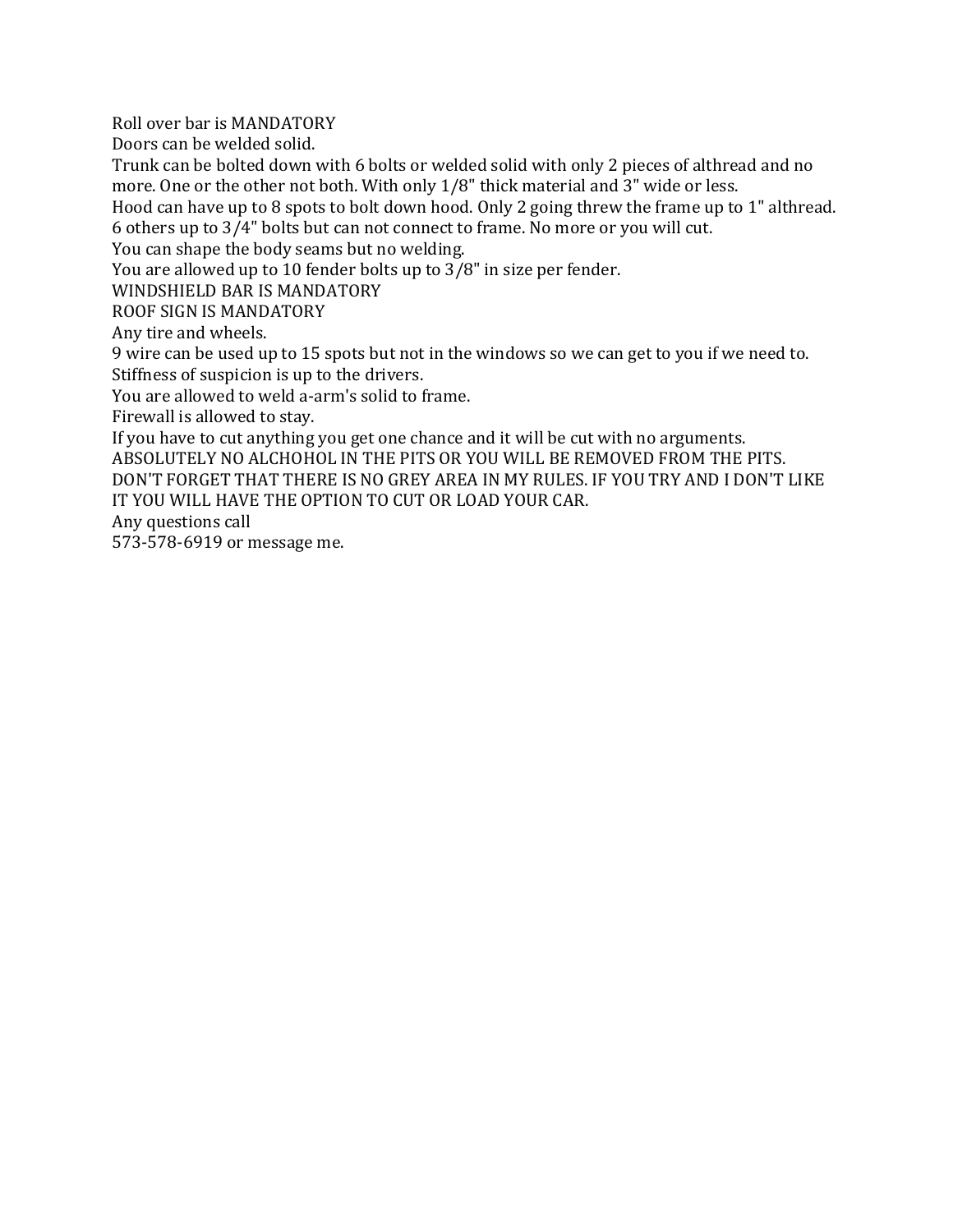Roll over bar is MANDATORY
Doors can be welded solid.
Trunk can be bolted down with 6 bolts or welded solid with only 2 pieces of althread and no more. One or the other not both. With only 1/8" thick material and 3" wide or less.
Hood can have up to 8 spots to bolt down hood. Only 2 going threw the frame up to 1" althread. 6 others up to 3/4" bolts but can not connect to frame. No more or you will cut.
You can shape the body seams but no welding.
You are allowed up to 10 fender bolts up to 3/8" in size per fender.
WINDSHIELD BAR IS MANDATORY
ROOF SIGN IS MANDATORY
Any tire and wheels.
9 wire can be used up to 15 spots but not in the windows so we can get to you if we need to.
Stiffness of suspicion is up to the drivers.
You are allowed to weld a-arm's solid to frame.
Firewall is allowed to stay.
If you have to cut anything you get one chance and it will be cut with no arguments.
ABSOLUTELY NO ALCHOHOL IN THE PITS OR YOU WILL BE REMOVED FROM THE PITS.
DON'T FORGET THAT THERE IS NO GREY AREA IN MY RULES. IF YOU TRY AND I DON'T LIKE IT YOU WILL HAVE THE OPTION TO CUT OR LOAD YOUR CAR.
Any questions call
573-578-6919 or message me.